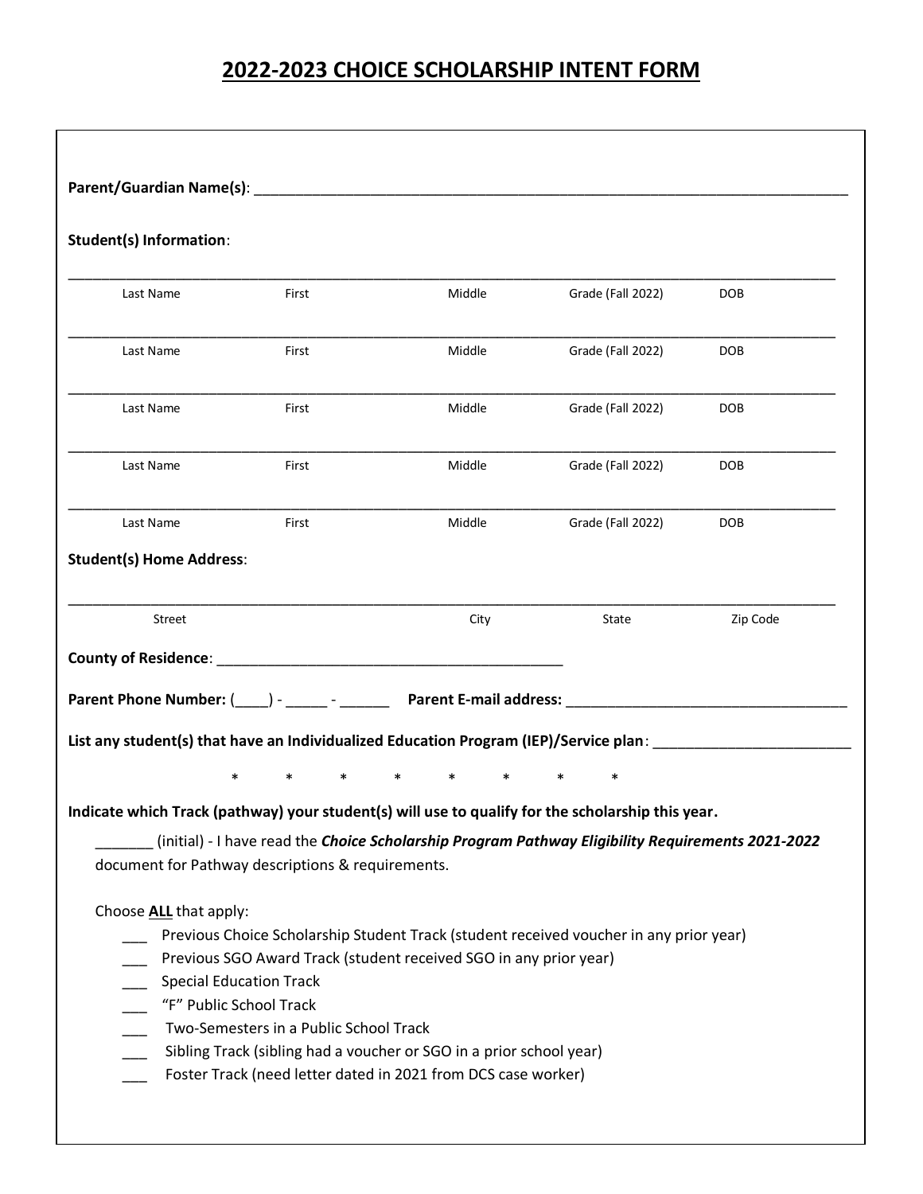# 2022-2023 CHOICE SCHOLARSHIP INTENT FORM

**Parent/Guardian Name(s)**: ______________________________________________________________________________

**Student(s) Information**:

_____________________________________________________________________________________________

Last Name First Middle Grade (Fall 2022) DOB

_____________________________________________________________________________________________

Last Name First Middle Grade (Fall 2022) DOB

_____________________________________________________________________________________________

Last Name First Middle Grade (Fall 2022) DOB

_____________________________________________________________________________________________

Last Name First Middle Grade (Fall 2022) DOB

_____________________________________________________________________________________________

Last Name First Middle Grade (Fall 2022) DOB

**Student(s) Home Address**:

_____________________________________________________________________________________________

Street City State Zip Code

**County of Residence**: ___________________________________________

**Parent Phone Number:** (____) - _____ - ______ **Parent E-mail address:** ___________________________________

**List any student(s) that have an Individualized Education Program (IEP)/Service plan**: ________________________

\* \* \* \* \* \* \* \*

**Indicate which Track (pathway) your student(s) will use to qualify for the scholarship this year.**

_______ (initial) - I have read the ***Choice Scholarship Program Pathway Eligibility Requirements 2021-2022*** document for Pathway descriptions & requirements.

Choose **ALL** that apply:

- ___ Previous Choice Scholarship Student Track (student received voucher in any prior year)
- ___ Previous SGO Award Track (student received SGO in any prior year)
- ___ Special Education Track
- ___ "F" Public School Track
- ___ Two-Semesters in a Public School Track
- ___ Sibling Track (sibling had a voucher or SGO in a prior school year)
- ___ Foster Track (need letter dated in 2021 from DCS case worker)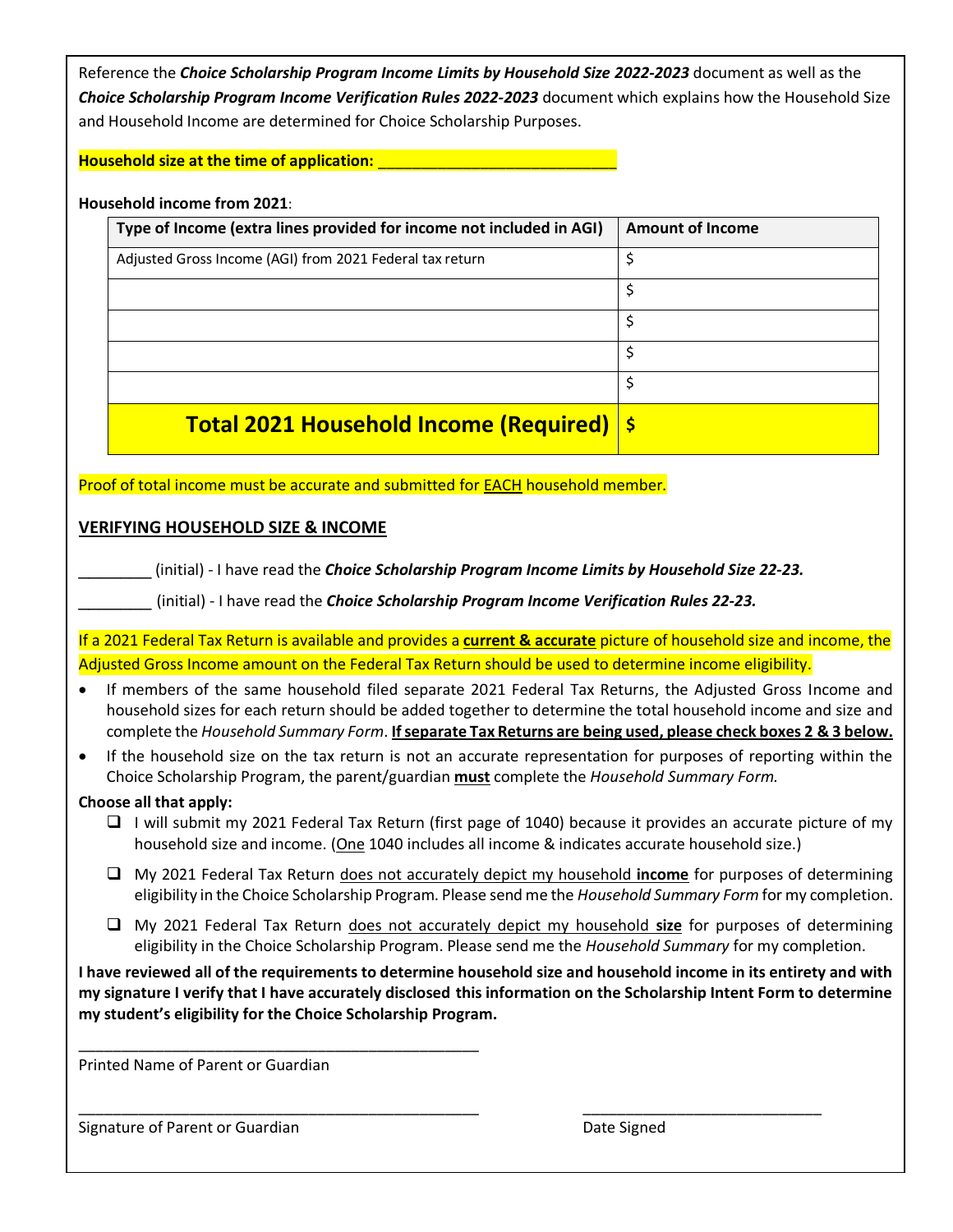Reference the ***Choice Scholarship Program Income Limits by Household Size 2022-2023*** document as well as the ***Choice Scholarship Program Income Verification Rules 2022-2023*** document which explains how the Household Size and Household Income are determined for Choice Scholarship Purposes.

**Household size at the time of application: ___________________________**

**Household income from 2021**:

| **Type of Income (extra lines provided for income not included in AGI)** | **Amount of Income** |
|---|---|
| Adjusted Gross Income (AGI) from 2021 Federal tax return | $ |
| | $ |
| | $ |
| | $ |
| | $ |
| **Total 2021 Household Income (Required)** | **$** |

Proof of total income must be accurate and submitted for EACH household member.

## VERIFYING HOUSEHOLD SIZE & INCOME

________ (initial) - I have read the ***Choice Scholarship Program Income Limits by Household Size 22-23.***

________ (initial) - I have read the ***Choice Scholarship Program Income Verification Rules 22-23.***

If a 2021 Federal Tax Return is available and provides a **current & accurate** picture of household size and income, the Adjusted Gross Income amount on the Federal Tax Return should be used to determine income eligibility.

- If members of the same household filed separate 2021 Federal Tax Returns, the Adjusted Gross Income and household sizes for each return should be added together to determine the total household income and size and complete the *Household Summary Form*. **If separate Tax Returns are being used, please check boxes 2 & 3 below.**
- If the household size on the tax return is not an accurate representation for purposes of reporting within the Choice Scholarship Program, the parent/guardian **must** complete the *Household Summary Form.*

**Choose all that apply:**

- ☐ I will submit my 2021 Federal Tax Return (first page of 1040) because it provides an accurate picture of my household size and income. (One 1040 includes all income & indicates accurate household size.)
- ☐ My 2021 Federal Tax Return does not accurately depict my household **income** for purposes of determining eligibility in the Choice Scholarship Program. Please send me the *Household Summary Form* for my completion.
- ☐ My 2021 Federal Tax Return does not accurately depict my household **size** for purposes of determining eligibility in the Choice Scholarship Program. Please send me the *Household Summary* for my completion.

**I have reviewed all of the requirements to determine household size and household income in its entirety and with my signature I verify that I have accurately disclosed this information on the Scholarship Intent Form to determine my student's eligibility for the Choice Scholarship Program.**

_________________________________________________

Printed Name of Parent or Guardian

_________________________________________________ _____________________________

Signature of Parent or Guardian Date Signed